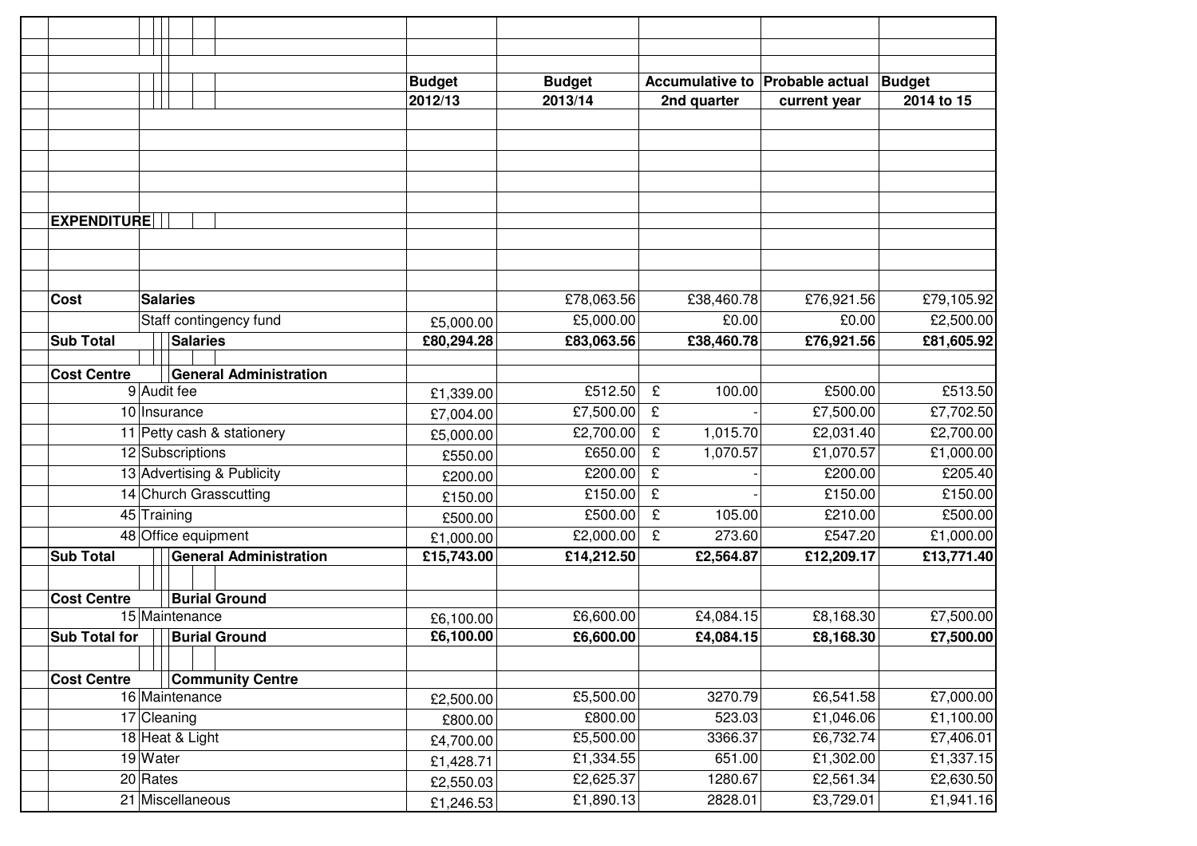| | | Budget 2012/13 | Budget 2013/14 | Accumulative to 2nd quarter | Probable actual current year | Budget 2014 to 15 |
|---|---|---|---|---|---|---|
| **EXPENDITURE** | | | | | | |
| **Cost** | **Salaries** | | £78,063.56 | £38,460.78 | £76,921.56 | £79,105.92 |
| | Staff contingency fund | £5,000.00 | £5,000.00 | £0.00 | £0.00 | £2,500.00 |
| **Sub Total** | **Salaries** | **£80,294.28** | **£83,063.56** | **£38,460.78** | **£76,921.56** | **£81,605.92** |
| **Cost Centre** | **General Administration** | | | | | |
| 9 | Audit fee | £1,339.00 | £512.50 | £ 100.00 | £500.00 | £513.50 |
| 10 | Insurance | £7,004.00 | £7,500.00 | £ - | £7,500.00 | £7,702.50 |
| 11 | Petty cash & stationery | £5,000.00 | £2,700.00 | £ 1,015.70 | £2,031.40 | £2,700.00 |
| 12 | Subscriptions | £550.00 | £650.00 | £ 1,070.57 | £1,070.57 | £1,000.00 |
| 13 | Advertising & Publicity | £200.00 | £200.00 | £ - | £200.00 | £205.40 |
| 14 | Church Grasscutting | £150.00 | £150.00 | £ - | £150.00 | £150.00 |
| 45 | Training | £500.00 | £500.00 | £ 105.00 | £210.00 | £500.00 |
| 48 | Office equipment | £1,000.00 | £2,000.00 | £ 273.60 | £547.20 | £1,000.00 |
| **Sub Total** | **General Administration** | **£15,743.00** | **£14,212.50** | **£2,564.87** | **£12,209.17** | **£13,771.40** |
| **Cost Centre** | **Burial Ground** | | | | | |
| 15 | Maintenance | £6,100.00 | £6,600.00 | £4,084.15 | £8,168.30 | £7,500.00 |
| **Sub Total for** | **Burial Ground** | **£6,100.00** | **£6,600.00** | **£4,084.15** | **£8,168.30** | **£7,500.00** |
| **Cost Centre** | **Community Centre** | | | | | |
| 16 | Maintenance | £2,500.00 | £5,500.00 | 3270.79 | £6,541.58 | £7,000.00 |
| 17 | Cleaning | £800.00 | £800.00 | 523.03 | £1,046.06 | £1,100.00 |
| 18 | Heat & Light | £4,700.00 | £5,500.00 | 3366.37 | £6,732.74 | £7,406.01 |
| 19 | Water | £1,428.71 | £1,334.55 | 651.00 | £1,302.00 | £1,337.15 |
| 20 | Rates | £2,550.03 | £2,625.37 | 1280.67 | £2,561.34 | £2,630.50 |
| 21 | Miscellaneous | £1,246.53 | £1,890.13 | 2828.01 | £3,729.01 | £1,941.16 |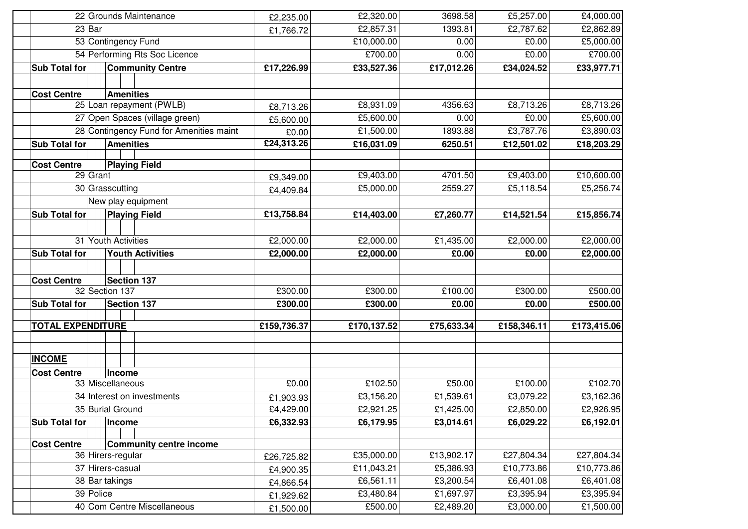| | | | | | | |
|---|---|---|---|---|---|---|
| 22 | Grounds Maintenance | £2,235.00 | £2,320.00 | 3698.58 | £5,257.00 | £4,000.00 |
| 23 | Bar | £1,766.72 | £2,857.31 | 1393.81 | £2,787.62 | £2,862.89 |
| 53 | Contingency Fund | | £10,000.00 | 0.00 | £0.00 | £5,000.00 |
| 54 | Performing Rts Soc Licence | | £700.00 | 0.00 | £0.00 | £700.00 |
| **Sub Total for** | **Community Centre** | **£17,226.99** | **£33,527.36** | **£17,012.26** | **£34,024.52** | **£33,977.71** |
| | | | | | | |
| **Cost Centre** | **Amenities** | | | | | |
| 25 | Loan repayment (PWLB) | £8,713.26 | £8,931.09 | 4356.63 | £8,713.26 | £8,713.26 |
| 27 | Open Spaces (village green) | £5,600.00 | £5,600.00 | 0.00 | £0.00 | £5,600.00 |
| 28 | Contingency Fund for Amenities maint | £0.00 | £1,500.00 | 1893.88 | £3,787.76 | £3,890.03 |
| **Sub Total for** | **Amenities** | **£24,313.26** | **£16,031.09** | **6250.51** | **£12,501.02** | **£18,203.29** |
| | | | | | | |
| **Cost Centre** | **Playing Field** | | | | | |
| 29 | Grant | £9,349.00 | £9,403.00 | 4701.50 | £9,403.00 | £10,600.00 |
| 30 | Grasscutting | £4,409.84 | £5,000.00 | 2559.27 | £5,118.54 | £5,256.74 |
| | New play equipment | | | | | |
| **Sub Total for** | **Playing Field** | **£13,758.84** | **£14,403.00** | **£7,260.77** | **£14,521.54** | **£15,856.74** |
| | | | | | | |
| 31 | Youth Activities | £2,000.00 | £2,000.00 | £1,435.00 | £2,000.00 | £2,000.00 |
| **Sub Total for** | **Youth Activities** | **£2,000.00** | **£2,000.00** | **£0.00** | **£0.00** | **£2,000.00** |
| | | | | | | |
| **Cost Centre** | **Section 137** | | | | | |
| 32 | Section 137 | £300.00 | £300.00 | £100.00 | £300.00 | £500.00 |
| **Sub Total for** | **Section 137** | **£300.00** | **£300.00** | **£0.00** | **£0.00** | **£500.00** |
| | | | | | | |
| **TOTAL EXPENDITURE** | | **£159,736.37** | **£170,137.52** | **£75,633.34** | **£158,346.11** | **£173,415.06** |
| | | | | | | |
| | | | | | | |
| **INCOME** | | | | | | |
| **Cost Centre** | **Income** | | | | | |
| 33 | Miscellaneous | £0.00 | £102.50 | £50.00 | £100.00 | £102.70 |
| 34 | Interest on investments | £1,903.93 | £3,156.20 | £1,539.61 | £3,079.22 | £3,162.36 |
| 35 | Burial Ground | £4,429.00 | £2,921.25 | £1,425.00 | £2,850.00 | £2,926.95 |
| **Sub Total for** | **Income** | **£6,332.93** | **£6,179.95** | **£3,014.61** | **£6,029.22** | **£6,192.01** |
| | | | | | | |
| **Cost Centre** | **Community centre income** | | | | | |
| 36 | Hirers-regular | £26,725.82 | £35,000.00 | £13,902.17 | £27,804.34 | £27,804.34 |
| 37 | Hirers-casual | £4,900.35 | £11,043.21 | £5,386.93 | £10,773.86 | £10,773.86 |
| 38 | Bar takings | £4,866.54 | £6,561.11 | £3,200.54 | £6,401.08 | £6,401.08 |
| 39 | Police | £1,929.62 | £3,480.84 | £1,697.97 | £3,395.94 | £3,395.94 |
| 40 | Com Centre Miscellaneous | £1,500.00 | £500.00 | £2,489.20 | £3,000.00 | £1,500.00 |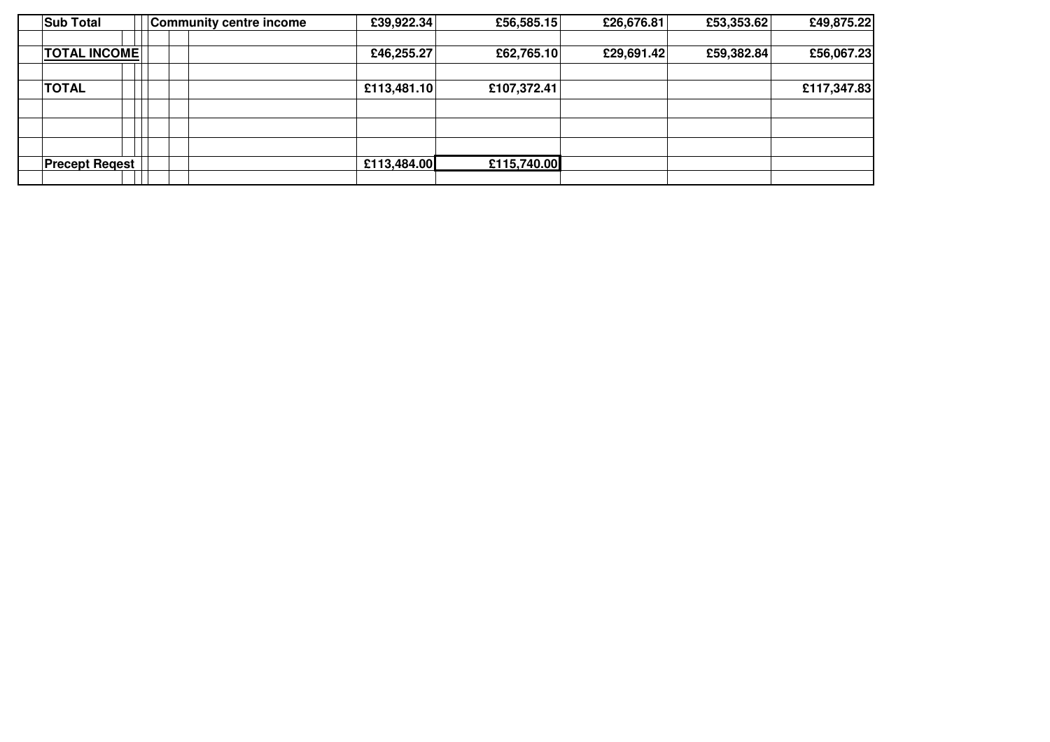| | | | | | |
|---|---|---|---|---|---|
| Sub Total | Community centre income | £39,922.34 | £56,585.15 | £26,676.81 | £53,353.62 | £49,875.22 |
| | | | | | | |
| TOTAL INCOME | | £46,255.27 | £62,765.10 | £29,691.42 | £59,382.84 | £56,067.23 |
| | | | | | | |
| TOTAL | | £113,481.10 | £107,372.41 | | | £117,347.83 |
| | | | | | | |
| | | | | | | |
| | | | | | | |
| Precept Reqest | | £113,484.00 | £115,740.00 | | | |
| | | | | | | |